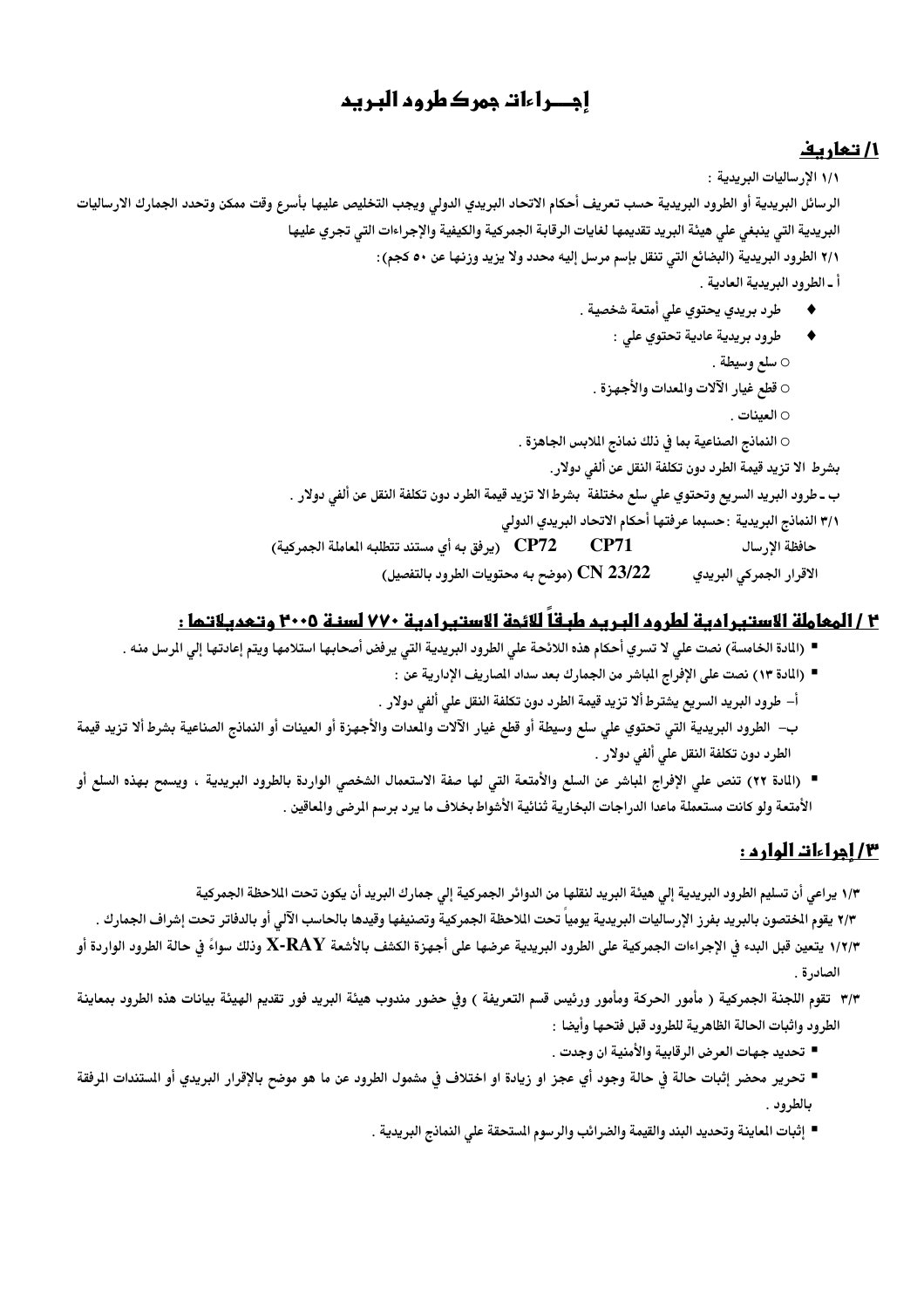# إجـــراءات جمرك طرود البـريـد

## ١/ تعاريف

١/١ الإرساليات البريدية :

الرسائل البريدية أو الطرود البريدية حسب تعريف أحكام الاتحاد البريدي الدولي ويجب التخليص عليها بأسرع وقت ممكن وتحدد الجمارك الارساليات البريدية التي ينبغي علي هيئة البريد تقديمها لغايات الرقابة الجمركية والكيفية والإجراءات التي تجري عليها

٢/١ الطرود البريدية (البضائع التي تنقل بإسم مرسل إليه محدد ولا يزيد وزنها عن ٥٠ كجم):

أ ـ الطرود البريدية العادية .

- طرد بريدي يحتوي علي أمتعة شخصية .
- طرود بريدية عادية تحتوي علي :
  - سلع وسيطة .
  - قطع غيار الآلات والمعدات والأجهزة .
  - العينات .
  - النماذج الصناعية بما في ذلك نماذج الملابس الجاهزة .

بشرط الا تزيد قيمة الطرد دون تكلفة النقل عن ألفي دولار.

ب ـ طرود البريد السريع وتحتوي علي سلع مختلفة بشرط الا تزيد قيمة الطرد دون تكلفة النقل عن ألفي دولار .

٣/١ النماذج البريدية :حسبما عرفتها أحكام الاتحاد البريدي الدولي

حافظة الإرسال CP71 CP72 (يرفق به أي مستند تتطلبه المعاملة الجمركية)

الاقرار الجمركي البريدي CN 23/22 (موضح به محتويات الطرود بالتفصيل)

## ٢ / المعاملة الاستيرادية لطرود البريد طبقاً للائحة الاستيرادية ٧٧٠ لسنة ٢٠٠٥ وتعديلاتها :

- (المادة الخامسة) نصت علي لا تسري أحكام هذه اللائحة علي الطرود البريدية التي يرفض أصحابها استلامها ويتم إعادتها إلي المرسل منه .
- (المادة ١٣) نصت على الإفراج المباشر من الجمارك بعد سداد المصاريف الإدارية عن :
  
  أ- طرود البريد السريع يشترط ألا تزيد قيمة الطرد دون تكلفة النقل علي ألفي دولار .
  
  ب- الطرود البريدية التي تحتوي علي سلع وسيطة أو قطع غيار الآلات والمعدات والأجهزة أو العينات أو النماذج الصناعية بشرط ألا تزيد قيمة الطرد دون تكلفة النقل علي ألفي دولار .
- (المادة ٢٢) تنص علي الإفراج المباشر عن السلع والأمتعة التي لها صفة الاستعمال الشخصي الواردة بالطرود البريدية ، ويسمح بهذه السلع أو الأمتعة ولو كانت مستعملة ماعدا الدراجات البخارية ثنائية الأشواط بخلاف ما يرد برسم المرضى والمعاقين .

## ٣/ إجراءات الوارد :

١/٣ يراعي أن تسليم الطرود البريدية إلي هيئة البريد لنقلها من الدوائر الجمركية إلي جمارك البريد أن يكون تحت الملاحظة الجمركية

٢/٣ يقوم المختصون بالبريد بفرز الإرساليات البريدية يومياً تحت الملاحظة الجمركية وتصنيفها وقيدها بالحاسب الآلي أو بالدفاتر تحت إشراف الجمارك .

١/٢/٣ يتعين قبل البدء في الإجراءات الجمركية على الطرود البريدية عرضها على أجهزة الكشف بالأشعة X-RAY وذلك سواءً في حالة الطرود الواردة أو الصادرة .

٣/٣ تقوم اللجنة الجمركية ( مأمور الحركة ومأمور ورئيس قسم التعريفة ) وفي حضور مندوب هيئة البريد فور تقديم الهيئة بيانات هذه الطرود بمعاينة الطرود واثبات الحالة الظاهرية للطرود قبل فتحها وأيضا :

- تحديد جهات العرض الرقابية والأمنية ان وجدت .
- تحرير محضر إثبات حالة في حالة وجود أي عجز او زيادة او اختلاف في مشمول الطرود عن ما هو موضح بالإقرار البريدي أو المستندات المرفقة بالطرود .
- إثبات المعاينة وتحديد البند والقيمة والضرائب والرسوم المستحقة علي النماذج البريدية .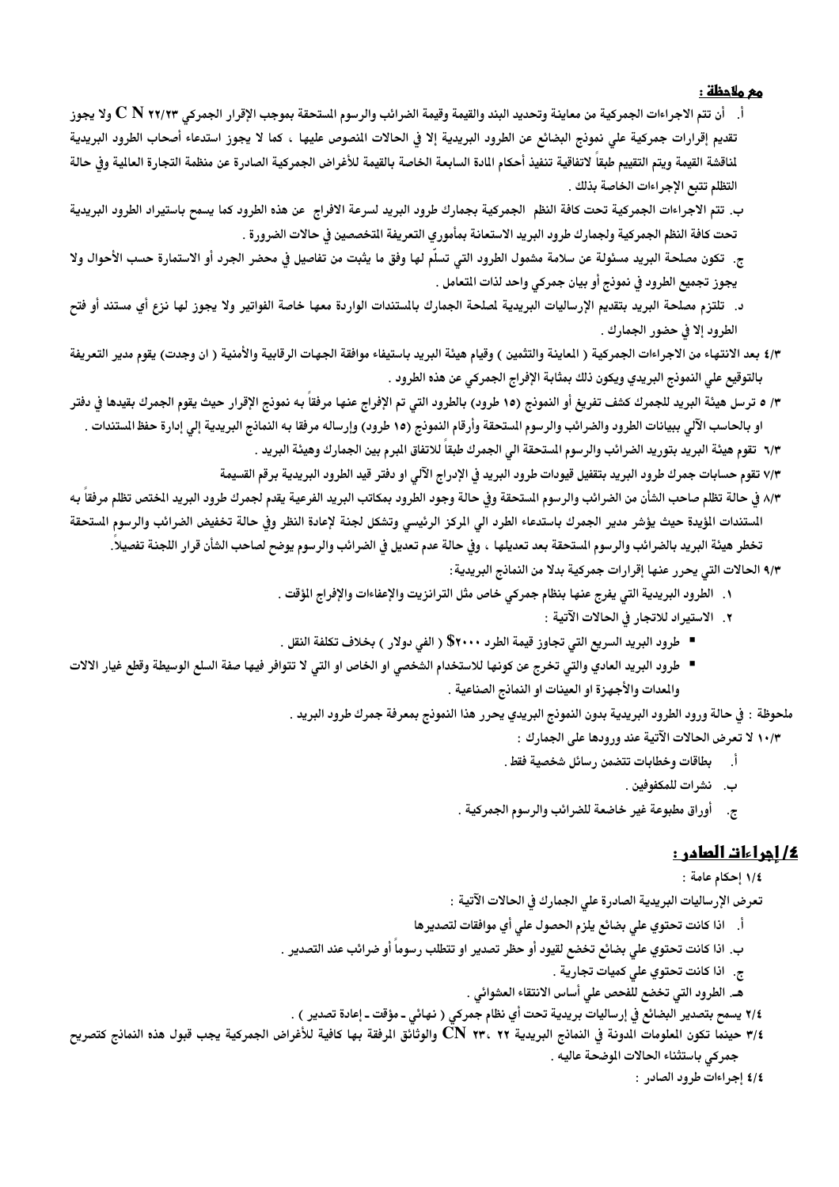**مع ملاحظة :**

أ. أن تتم الاجراءات الجمركية من معاينة وتحديد البند والقيمة وقيمة الضرائب والرسوم المستحقة بموجب الإقرار الجمركي C N ٢٢/٢٣ ولا يجوز تقديم إقرارات جمركية علي نموذج البضائع عن الطرود البريدية إلا في الحالات المنصوص عليها ، كما لا يجوز استدعاء أصحاب الطرود البريدية لمناقشة القيمة ويتم التقييم طبقاً لاتفاقية تنفيذ أحكام المادة السابعة الخاصة بالقيمة للأغراض الجمركية الصادرة عن منظمة التجارة العالمية وفي حالة التظلم تتبع الإجراءات الخاصة بذلك .

ب. تتم الاجراءات الجمركية تحت كافة النظم الجمركية بجمارك طرود البريد لسرعة الافراج عن هذه الطرود كما يسمح باستيراد الطرود البريدية تحت كافة النظم الجمركية ولجمارك طرود البريد الاستعانة بمأموري التعريفة المتخصصين في حالات الضرورة .

ج. تكون مصلحة البريد مسئولة عن سلامة مشمول الطرود التي تسلّم لها وفق ما يثبت من تفاصيل في محضر الجرد أو الاستمارة حسب الأحوال ولا يجوز تجميع الطرود في نموذج أو بيان جمركي واحد لذات المتعامل .

د. تلتزم مصلحة البريد بتقديم الإرساليات البريدية لمصلحة الجمارك بالمستندات الواردة معها خاصة الفواتير ولا يجوز نزع أي مستند أو فتح الطرود إلا في حضور الجمارك .

٤/٣ بعد الانتهاء من الاجراءات الجمركية ( المعاينة والتثمين ) وقيام هيئة البريد باستيفاء موافقة الجهات الرقابية والأمنية ( ان وجدت) يقوم مدير التعريفة بالتوقيع علي النموذج البريدي ويكون ذلك بمثابة الإفراج الجمركي عن هذه الطرود .

٥/٣ ترسل هيئة البريد للجمرك كشف تفريغ أو النموذج (١٥ طرود) بالطرود التي تم الإفراج عنها مرفقاً به نموذج الإقرار حيث يقوم الجمرك بقيدها في دفتر او بالحاسب الآلي ببيانات الطرود والضرائب والرسوم المستحقة وأرقام النموذج (١٥ طرود) وإرساله مرفقا به النماذج البريدية إلي إدارة حفظ المستندات .

٦/٣ تقوم هيئة البريد بتوريد الضرائب والرسوم المستحقة الي الجمرك طبقاً للاتفاق المبرم بين الجمارك وهيئة البريد .

٧/٣ تقوم حسابات جمرك طرود البريد بتقفيل قيودات طرود البريد في الإدراج الآلي او دفتر قيد الطرود البريدية برقم القسيمة

٨/٣ في حالة تظلم صاحب الشأن من الضرائب والرسوم المستحقة وفي حالة وجود الطرود بمكاتب البريد الفرعية يقدم لجمرك طرود البريد المختص تظلم مرفقاً به المستندات المؤيدة حيث يؤشر مدير الجمرك باستدعاء الطرد الي المركز الرئيسي وتشكل لجنة لإعادة النظر وفي حالة تخفيض الضرائب والرسوم المستحقة تخطر هيئة البريد بالضرائب والرسوم المستحقة بعد تعديلها ، وفي حالة عدم تعديل في الضرائب والرسوم يوضح لصاحب الشأن قرار اللجنة تفصيلاً.

٩/٣ الحالات التي يحرر عنها إقرارات جمركية بدلا من النماذج البريدية:

١. الطرود البريدية التي يفرج عنها بنظام جمركي خاص مثل الترانزيت والإعفاءات والإفراج المؤقت .

٢. الاستيراد للاتجار في الحالات الآتية :

- طرود البريد السريع التي تجاوز قيمة الطرد ٢٠٠٠$ ( الفي دولار ) بخلاف تكلفة النقل .
- طرود البريد العادي والتي تخرج عن كونها للاستخدام الشخصي او الخاص او التي لا تتوافر فيها صفة السلع الوسيطة وقطع غيار الالات والمعدات والأجهزة او العينات او النماذج الصناعية .

ملحوظة : في حالة ورود الطرود البريدية بدون النموذج البريدي يحرر هذا النموذج بمعرفة جمرك طرود البريد .

١٠/٣ لا تعرض الحالات الآتية عند ورودها على الجمارك :

أ. بطاقات وخطابات تتضمن رسائل شخصية فقط .

ب. نشرات للمكفوفين .

ج. أوراق مطبوعة غير خاضعة للضرائب والرسوم الجمركية .

## ٤/إجراءات الصادر :

١/٤ إحكام عامة :

تعرض الإرساليات البريدية الصادرة علي الجمارك في الحالات الآتية :

أ. اذا كانت تحتوي علي بضائع يلزم الحصول علي أي موافقات لتصديرها

ب. اذا كانت تحتوي علي بضائع تخضع لقيود أو حظر تصدير او تتطلب رسوماً أو ضرائب عند التصدير .

ج. اذا كانت تحتوي علي كميات تجارية .

هـ. الطرود التي تخضع للفحص علي أساس الانتقاء العشوائي .

٢/٤ يسمح بتصدير البضائع في إرساليات بريدية تحت أي نظام جمركي ( نهائي - مؤقت - إعادة تصدير ) .

٣/٤ حينما تكون المعلومات المدونة في النماذج البريدية ٢٢ ، ٢٣ CN والوثائق المرفقة بها كافية للأغراض الجمركية يجب قبول هذه النماذج كتصريح جمركي باستثناء الحالات الموضحة عاليه .

٤/٤ إجراءات طرود الصادر :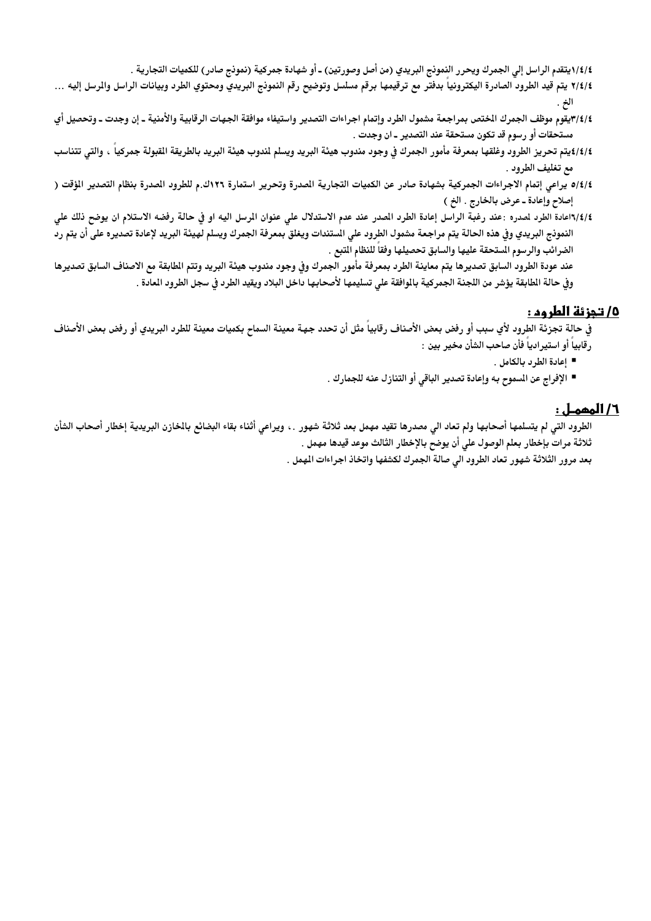٤/٤/١يتقدم الراسل إلي الجمرك ويحرر النموذج البريدي (من أصل وصورتين) ـ أو شهادة جمركية (نموذج صادر) للكميات التجارية .

٤/٤/٢ يتم قيد الطرود الصادرة اليكترونياً بدفتر مع ترقيمها برقم مسلسل وتوضيح رقم النموذج البريدي ومحتوي الطرد وبيانات الراسل والمرسل إليه ... الخ .

٤/٤/٣يقوم موظف الجمرك المختص بمراجعة مشمول الطرد وإتمام اجراءات التصدير واستيفاء موافقة الجهات الرقابية والأمنية ـ إن وجدت ـ وتحصيل أي مستحقات أو رسوم قد تكون مستحقة عند التصدير ـ ان وجدت .

٤/٤/٤يتم تحريز الطرود وغلقها بمعرفة مأمور الجمرك في وجود مندوب هيئة البريد ويسلم لمندوب هيئة البريد بالطريقة المقبولة جمركياً ، والتي تتناسب مع تغليف الطرود .

٤/٤/٥ يراعي إتمام الاجراءات الجمركية بشهادة صادر عن الكميات التجارية المصدرة وتحرير استمارة ١٢٦ك.م للطرود المصدرة بنظام التصدير المؤقت ( إصلاح وإعادة ـ عرض بالخارج . الخ )

٤/٤/٦اعادة الطرد لمصدره :عند رغبة الراسل إعادة الطرد المصدر عند عدم الاستدلال علي عنوان المرسل اليه او في حالة رفضه الاستلام ان يوضح ذلك علي النموذج البريدي وفي هذه الحالة يتم مراجعة مشمول الطرود علي المستندات ويغلق بمعرفة الجمرك ويسلم لهيئة البريد لإعادة تصديره على أن يتم رد الضرائب والرسوم المستحقة عليها والسابق تحصيلها وفقاً للنظام المتبع .

عند عودة الطرود السابق تصديرها يتم معاينة الطرد بمعرفة مأمور الجمرك وفي وجود مندوب هيئة البريد وتتم المطابقة مع الاصناف السابق تصديرها وفي حالة المطابقة يؤشر من اللجنة الجمركية بالموافقة علي تسليمها لأصحابها داخل البلاد ويقيد الطرد في سجل الطرود المعادة .

## ٥/ تجزئة الطرود :

في حالة تجزئة الطرود لأي سبب أو رفض بعض الأصناف رقابياً مثل أن تحدد جهة معينة السماح بكميات معينة للطرد البريدي أو رفض بعض الأصناف رقابياً أو استيرادياً فأن صاحب الشأن مخير بين :

- إعادة الطرد بالكامل .
- الإفراج عن المسموح به وإعادة تصدير الباقي أو التنازل عنه للجمارك .

## ٦/ المهمـل :

الطرود التي لم يتسلمها أصحابها ولم تعاد الي مصدرها تقيد مهمل بعد ثلاثة شهور ،، ويراعي أثناء بقاء البضائع بالمخازن البريدية إخطار أصحاب الشأن ثلاثة مرات بإخطار بعلم الوصول علي أن يوضح بالإخطار الثالث موعد قيدها مهمل .

بعد مرور الثلاثة شهور تعاد الطرود الي صالة الجمرك لكشفها واتخاذ اجراءات المهمل .